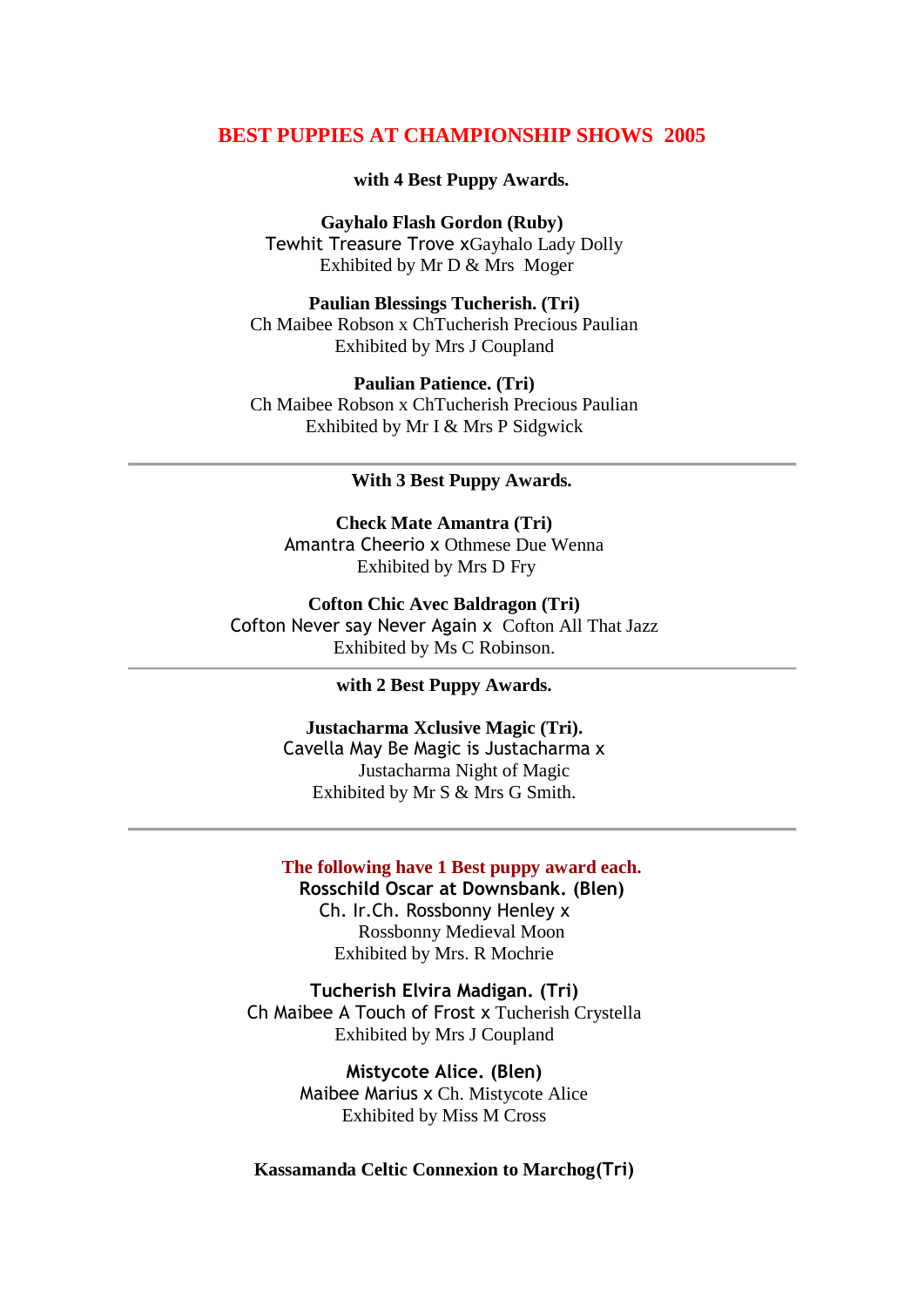# BEST PUPPIES AT CHAMPIONSHIP SHOWS 2005

**with 4 Best Puppy Awards.**

**Gayhalo Flash Gordon (Ruby)**
Tewhit Treasure Trove xGayhalo Lady Dolly
Exhibited by Mr D & Mrs Moger

**Paulian Blessings Tucherish. (Tri)**
Ch Maibee Robson x ChTucherish Precious Paulian
Exhibited by Mrs J Coupland

**Paulian Patience. (Tri)**
Ch Maibee Robson x ChTucherish Precious Paulian
Exhibited by Mr I & Mrs P Sidgwick

---

**With 3 Best Puppy Awards.**

**Check Mate Amantra (Tri)**
Amantra Cheerio x Othmese Due Wenna
Exhibited by Mrs D Fry

**Cofton Chic Avec Baldragon (Tri)**
Cofton Never say Never Again x Cofton All That Jazz
Exhibited by Ms C Robinson.

---

**with 2 Best Puppy Awards.**

**Justacharma Xclusive Magic (Tri).**
Cavella May Be Magic is Justacharma x
Justacharma Night of Magic
Exhibited by Mr S & Mrs G Smith.

---

**The following have 1 Best puppy award each.**

**Rosschild Oscar at Downsbank. (Blen)**
Ch. Ir.Ch. Rossbonny Henley x
Rossbonny Medieval Moon
Exhibited by Mrs. R Mochrie

**Tucherish Elvira Madigan. (Tri)**
Ch Maibee A Touch of Frost x Tucherish Crystella
Exhibited by Mrs J Coupland

**Mistycote Alice. (Blen)**
Maibee Marius x Ch. Mistycote Alice
Exhibited by Miss M Cross

**Kassamanda Celtic Connexion to Marchog(Tri)**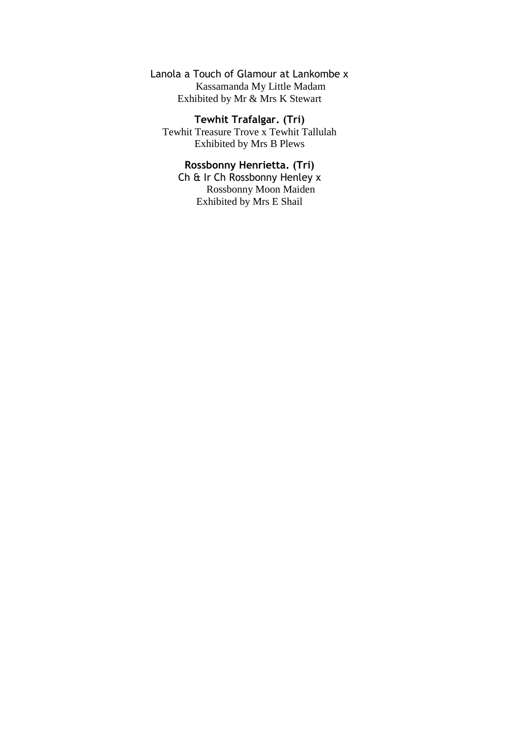Lanola a Touch of Glamour at Lankombe x
Kassamanda My Little Madam
Exhibited by Mr & Mrs K Stewart

**Tewhit Trafalgar. (Tri)**
Tewhit Treasure Trove x Tewhit Tallulah
Exhibited by Mrs B Plews

**Rossbonny Henrietta. (Tri)**
Ch & Ir Ch Rossbonny Henley x
Rossbonny Moon Maiden
Exhibited by Mrs E Shail